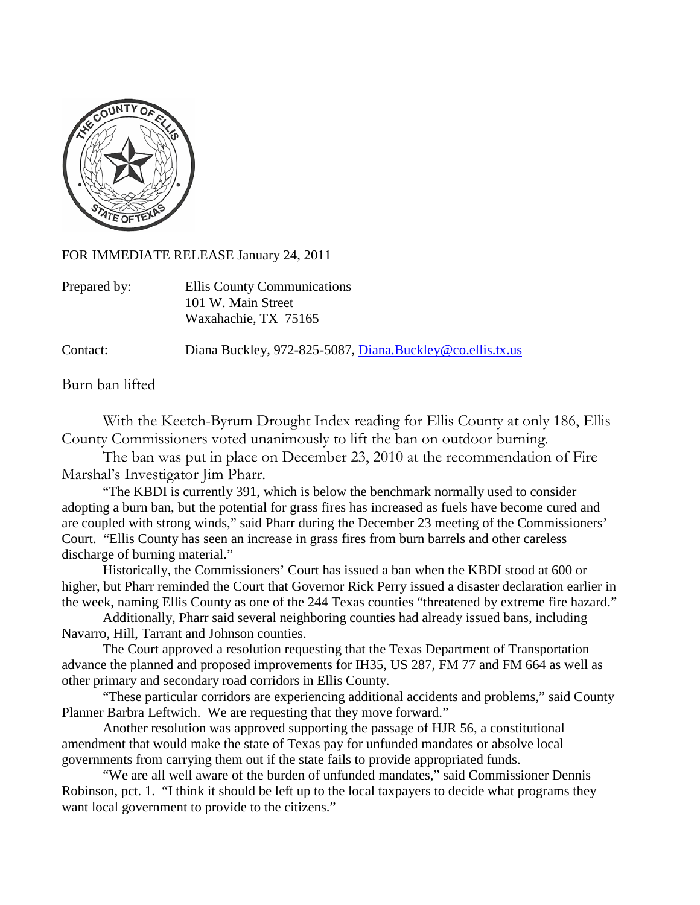FOR IMMEDIATE RELEASE January 24, 2011

Prepared by: Ellis County Communications
101 W. Main Street
Waxahachie, TX 75165

Contact: Diana Buckley, 972-825-5087, Diana.Buckley@co.ellis.tx.us

## Burn ban lifted

With the Keetch-Byrum Drought Index reading for Ellis County at only 186, Ellis County Commissioners voted unanimously to lift the ban on outdoor burning.

The ban was put in place on December 23, 2010 at the recommendation of Fire Marshal's Investigator Jim Pharr.

"The KBDI is currently 391, which is below the benchmark normally used to consider adopting a burn ban, but the potential for grass fires has increased as fuels have become cured and are coupled with strong winds," said Pharr during the December 23 meeting of the Commissioners' Court. "Ellis County has seen an increase in grass fires from burn barrels and other careless discharge of burning material."

Historically, the Commissioners' Court has issued a ban when the KBDI stood at 600 or higher, but Pharr reminded the Court that Governor Rick Perry issued a disaster declaration earlier in the week, naming Ellis County as one of the 244 Texas counties "threatened by extreme fire hazard."

Additionally, Pharr said several neighboring counties had already issued bans, including Navarro, Hill, Tarrant and Johnson counties.

The Court approved a resolution requesting that the Texas Department of Transportation advance the planned and proposed improvements for IH35, US 287, FM 77 and FM 664 as well as other primary and secondary road corridors in Ellis County.

"These particular corridors are experiencing additional accidents and problems," said County Planner Barbra Leftwich. We are requesting that they move forward."

Another resolution was approved supporting the passage of HJR 56, a constitutional amendment that would make the state of Texas pay for unfunded mandates or absolve local governments from carrying them out if the state fails to provide appropriated funds.

"We are all well aware of the burden of unfunded mandates," said Commissioner Dennis Robinson, pct. 1. "I think it should be left up to the local taxpayers to decide what programs they want local government to provide to the citizens."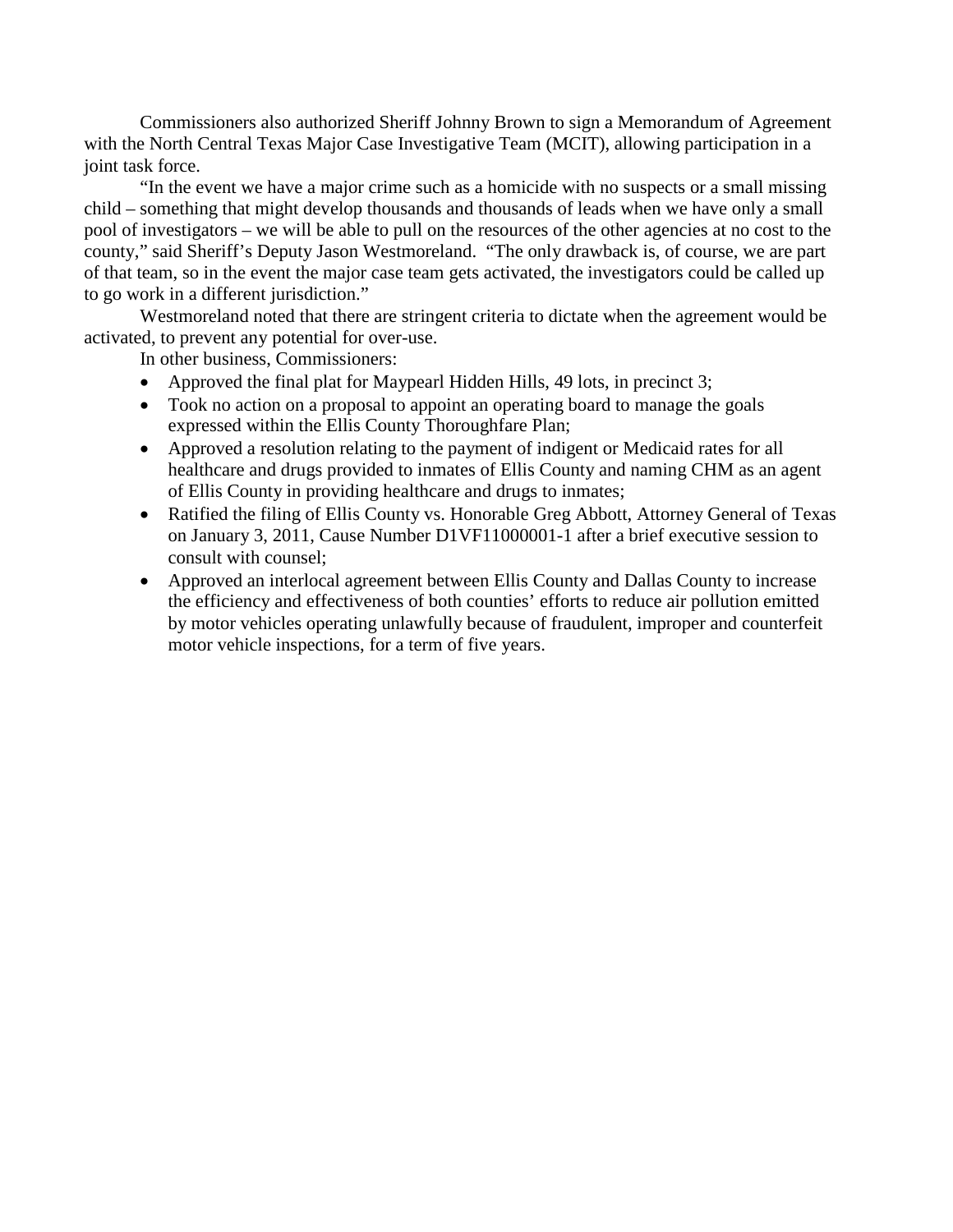Commissioners also authorized Sheriff Johnny Brown to sign a Memorandum of Agreement with the North Central Texas Major Case Investigative Team (MCIT), allowing participation in a joint task force.

"In the event we have a major crime such as a homicide with no suspects or a small missing child – something that might develop thousands and thousands of leads when we have only a small pool of investigators – we will be able to pull on the resources of the other agencies at no cost to the county," said Sheriff's Deputy Jason Westmoreland. "The only drawback is, of course, we are part of that team, so in the event the major case team gets activated, the investigators could be called up to go work in a different jurisdiction."

Westmoreland noted that there are stringent criteria to dictate when the agreement would be activated, to prevent any potential for over-use.

In other business, Commissioners:

- Approved the final plat for Maypearl Hidden Hills, 49 lots, in precinct 3;
- Took no action on a proposal to appoint an operating board to manage the goals expressed within the Ellis County Thoroughfare Plan;
- Approved a resolution relating to the payment of indigent or Medicaid rates for all healthcare and drugs provided to inmates of Ellis County and naming CHM as an agent of Ellis County in providing healthcare and drugs to inmates;
- Ratified the filing of Ellis County vs. Honorable Greg Abbott, Attorney General of Texas on January 3, 2011, Cause Number D1VF11000001-1 after a brief executive session to consult with counsel;
- Approved an interlocal agreement between Ellis County and Dallas County to increase the efficiency and effectiveness of both counties' efforts to reduce air pollution emitted by motor vehicles operating unlawfully because of fraudulent, improper and counterfeit motor vehicle inspections, for a term of five years.